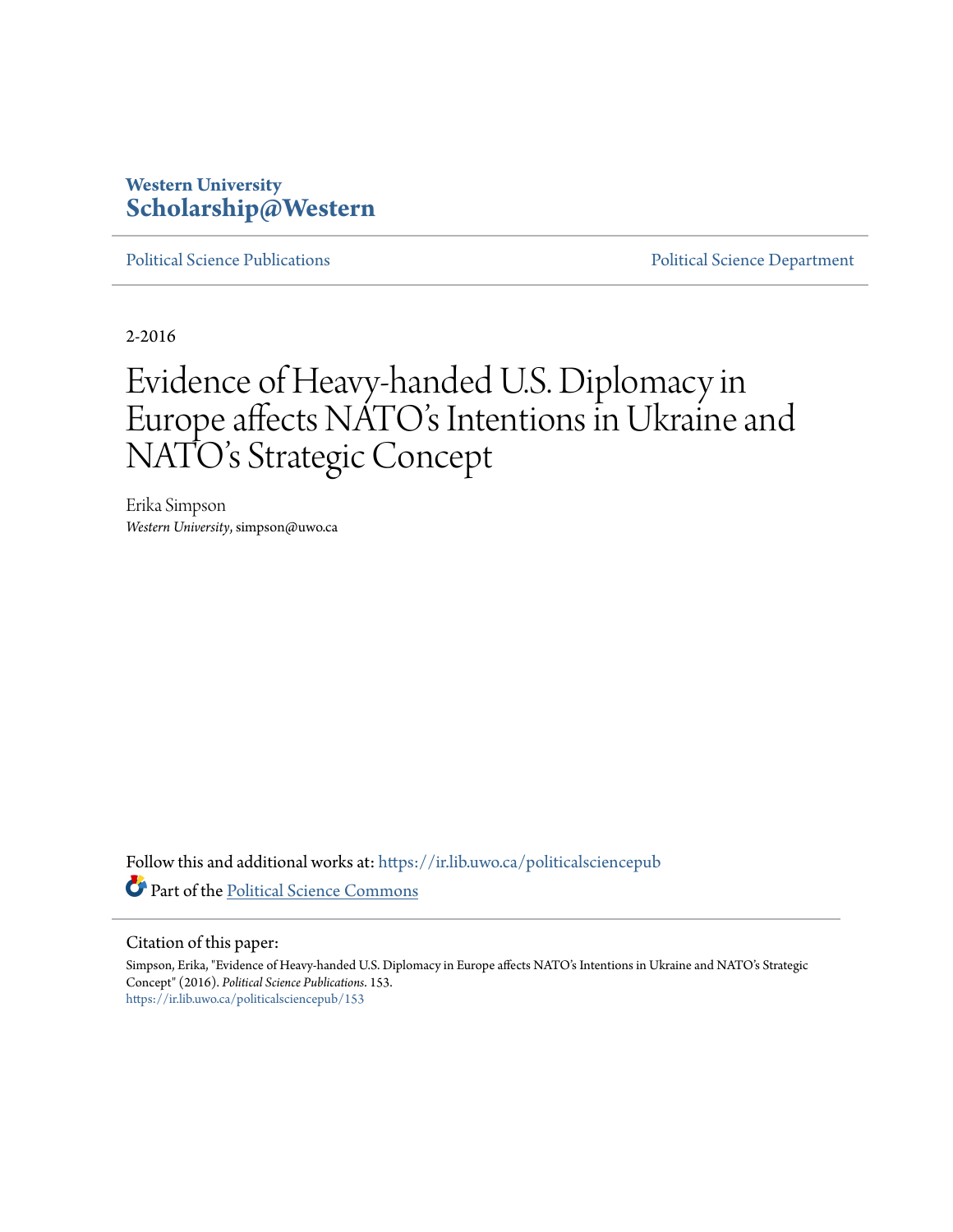Western University
**Scholarship@Western**

Political Science Publications | Political Science Department

2-2016

# Evidence of Heavy-handed U.S. Diplomacy in Europe affects NATO's Intentions in Ukraine and NATO's Strategic Concept

Erika Simpson
*Western University*, simpson@uwo.ca

Follow this and additional works at: https://ir.lib.uwo.ca/politicalsciencepub

Part of the Political Science Commons

Citation of this paper:

Simpson, Erika, "Evidence of Heavy-handed U.S. Diplomacy in Europe affects NATO's Intentions in Ukraine and NATO's Strategic Concept" (2016). *Political Science Publications*. 153.
https://ir.lib.uwo.ca/politicalsciencepub/153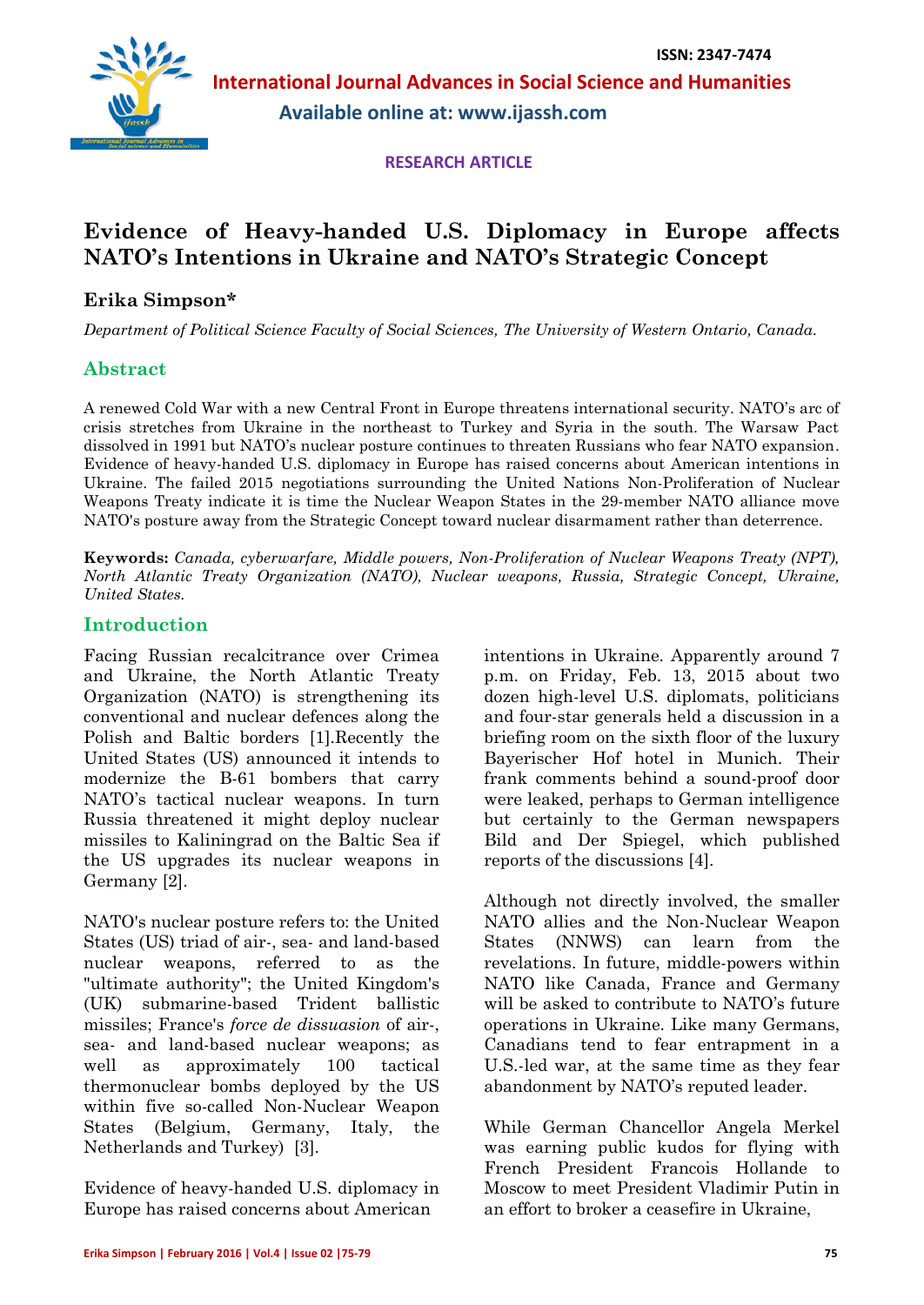# Evidence of Heavy-handed U.S. Diplomacy in Europe affects NATO's Intentions in Ukraine and NATO's Strategic Concept

**Erika Simpson***

*Department of Political Science Faculty of Social Sciences, The University of Western Ontario, Canada.*

## Abstract

A renewed Cold War with a new Central Front in Europe threatens international security. NATO's arc of crisis stretches from Ukraine in the northeast to Turkey and Syria in the south. The Warsaw Pact dissolved in 1991 but NATO's nuclear posture continues to threaten Russians who fear NATO expansion. Evidence of heavy-handed U.S. diplomacy in Europe has raised concerns about American intentions in Ukraine. The failed 2015 negotiations surrounding the United Nations Non-Proliferation of Nuclear Weapons Treaty indicate it is time the Nuclear Weapon States in the 29-member NATO alliance move NATO's posture away from the Strategic Concept toward nuclear disarmament rather than deterrence.

**Keywords:** *Canada, cyberwarfare, Middle powers, Non-Proliferation of Nuclear Weapons Treaty (NPT), North Atlantic Treaty Organization (NATO), Nuclear weapons, Russia, Strategic Concept, Ukraine, United States.*

## Introduction

Facing Russian recalcitrance over Crimea and Ukraine, the North Atlantic Treaty Organization (NATO) is strengthening its conventional and nuclear defences along the Polish and Baltic borders [1].Recently the United States (US) announced it intends to modernize the B-61 bombers that carry NATO's tactical nuclear weapons. In turn Russia threatened it might deploy nuclear missiles to Kaliningrad on the Baltic Sea if the US upgrades its nuclear weapons in Germany [2].

NATO's nuclear posture refers to: the United States (US) triad of air-, sea- and land-based nuclear weapons, referred to as the "ultimate authority"; the United Kingdom's (UK) submarine-based Trident ballistic missiles; France's *force de dissuasion* of air-, sea- and land-based nuclear weapons; as well as approximately 100 tactical thermonuclear bombs deployed by the US within five so-called Non-Nuclear Weapon States (Belgium, Germany, Italy, the Netherlands and Turkey) [3].

Evidence of heavy-handed U.S. diplomacy in Europe has raised concerns about American intentions in Ukraine. Apparently around 7 p.m. on Friday, Feb. 13, 2015 about two dozen high-level U.S. diplomats, politicians and four-star generals held a discussion in a briefing room on the sixth floor of the luxury Bayerischer Hof hotel in Munich. Their frank comments behind a sound-proof door were leaked, perhaps to German intelligence but certainly to the German newspapers Bild and Der Spiegel, which published reports of the discussions [4].

Although not directly involved, the smaller NATO allies and the Non-Nuclear Weapon States (NNWS) can learn from the revelations. In future, middle-powers within NATO like Canada, France and Germany will be asked to contribute to NATO's future operations in Ukraine. Like many Germans, Canadians tend to fear entrapment in a U.S.-led war, at the same time as they fear abandonment by NATO's reputed leader.

While German Chancellor Angela Merkel was earning public kudos for flying with French President Francois Hollande to Moscow to meet President Vladimir Putin in an effort to broker a ceasefire in Ukraine,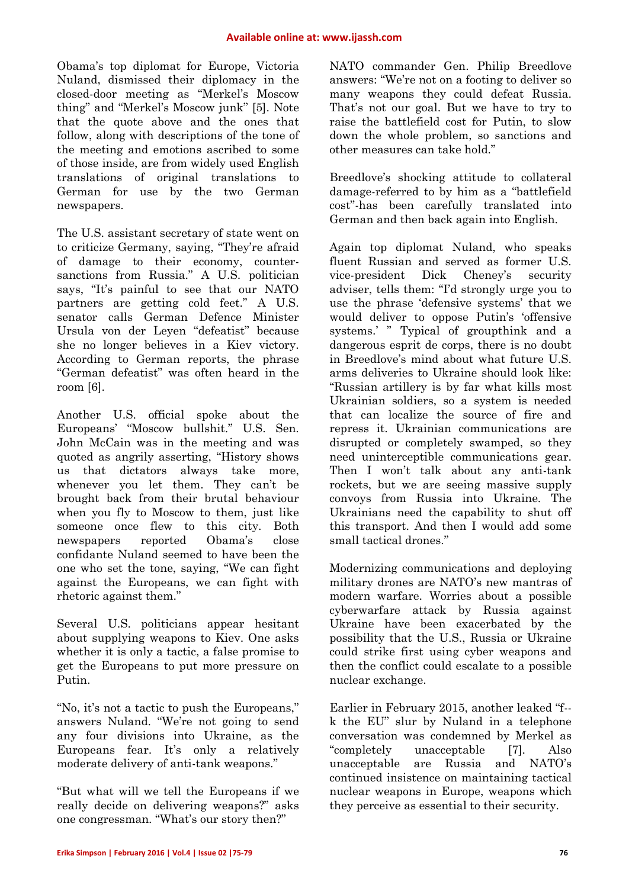Obama's top diplomat for Europe, Victoria Nuland, dismissed their diplomacy in the closed-door meeting as "Merkel's Moscow thing" and "Merkel's Moscow junk" [5]. Note that the quote above and the ones that follow, along with descriptions of the tone of the meeting and emotions ascribed to some of those inside, are from widely used English translations of original translations to German for use by the two German newspapers.

The U.S. assistant secretary of state went on to criticize Germany, saying, "They're afraid of damage to their economy, counter-sanctions from Russia." A U.S. politician says, "It's painful to see that our NATO partners are getting cold feet." A U.S. senator calls German Defence Minister Ursula von der Leyen "defeatist" because she no longer believes in a Kiev victory. According to German reports, the phrase "German defeatist" was often heard in the room [6].

Another U.S. official spoke about the Europeans' "Moscow bullshit." U.S. Sen. John McCain was in the meeting and was quoted as angrily asserting, "History shows us that dictators always take more, whenever you let them. They can't be brought back from their brutal behaviour when you fly to Moscow to them, just like someone once flew to this city. Both newspapers reported Obama's close confidante Nuland seemed to have been the one who set the tone, saying, "We can fight against the Europeans, we can fight with rhetoric against them."

Several U.S. politicians appear hesitant about supplying weapons to Kiev. One asks whether it is only a tactic, a false promise to get the Europeans to put more pressure on Putin.

"No, it's not a tactic to push the Europeans," answers Nuland. "We're not going to send any four divisions into Ukraine, as the Europeans fear. It's only a relatively moderate delivery of anti-tank weapons."

"But what will we tell the Europeans if we really decide on delivering weapons?" asks one congressman. "What's our story then?"

NATO commander Gen. Philip Breedlove answers: "We're not on a footing to deliver so many weapons they could defeat Russia. That's not our goal. But we have to try to raise the battlefield cost for Putin, to slow down the whole problem, so sanctions and other measures can take hold."

Breedlove's shocking attitude to collateral damage-referred to by him as a "battlefield cost"-has been carefully translated into German and then back again into English.

Again top diplomat Nuland, who speaks fluent Russian and served as former U.S. vice-president Dick Cheney's security adviser, tells them: "I'd strongly urge you to use the phrase 'defensive systems' that we would deliver to oppose Putin's 'offensive systems.' " Typical of groupthink and a dangerous esprit de corps, there is no doubt in Breedlove's mind about what future U.S. arms deliveries to Ukraine should look like: "Russian artillery is by far what kills most Ukrainian soldiers, so a system is needed that can localize the source of fire and repress it. Ukrainian communications are disrupted or completely swamped, so they need uninterceptible communications gear. Then I won't talk about any anti-tank rockets, but we are seeing massive supply convoys from Russia into Ukraine. The Ukrainians need the capability to shut off this transport. And then I would add some small tactical drones."

Modernizing communications and deploying military drones are NATO's new mantras of modern warfare. Worries about a possible cyberwarfare attack by Russia against Ukraine have been exacerbated by the possibility that the U.S., Russia or Ukraine could strike first using cyber weapons and then the conflict could escalate to a possible nuclear exchange.

Earlier in February 2015, another leaked "f--k the EU" slur by Nuland in a telephone conversation was condemned by Merkel as "completely unacceptable [7]. Also unacceptable are Russia and NATO's continued insistence on maintaining tactical nuclear weapons in Europe, weapons which they perceive as essential to their security.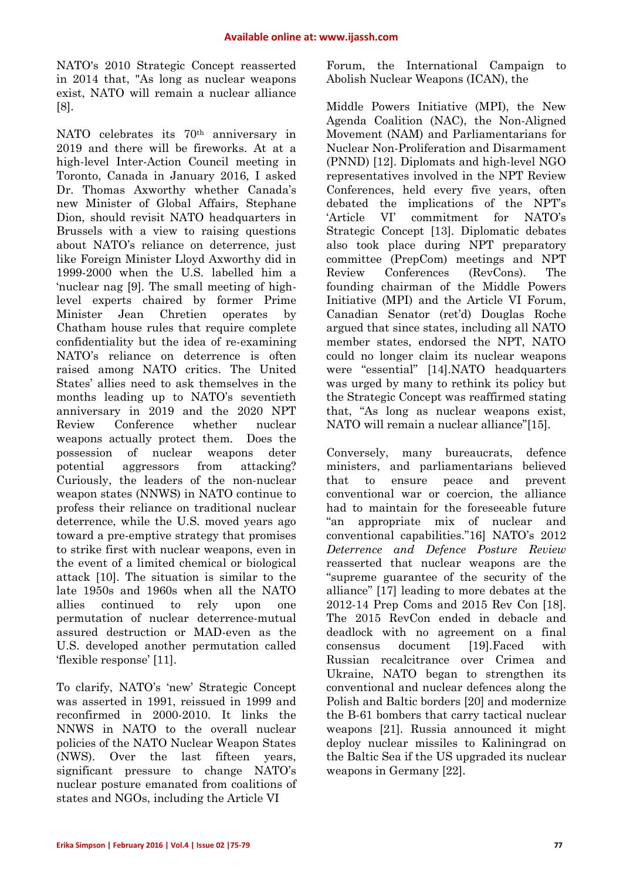NATO's 2010 Strategic Concept reasserted in 2014 that, "As long as nuclear weapons exist, NATO will remain a nuclear alliance [8].

NATO celebrates its 70th anniversary in 2019 and there will be fireworks. At at a high-level Inter-Action Council meeting in Toronto, Canada in January 2016, I asked Dr. Thomas Axworthy whether Canada's new Minister of Global Affairs, Stephane Dion, should revisit NATO headquarters in Brussels with a view to raising questions about NATO's reliance on deterrence, just like Foreign Minister Lloyd Axworthy did in 1999-2000 when the U.S. labelled him a 'nuclear nag [9]. The small meeting of high-level experts chaired by former Prime Minister Jean Chretien operates by Chatham house rules that require complete confidentiality but the idea of re-examining NATO's reliance on deterrence is often raised among NATO critics. The United States' allies need to ask themselves in the months leading up to NATO's seventieth anniversary in 2019 and the 2020 NPT Review Conference whether nuclear weapons actually protect them. Does the possession of nuclear weapons deter potential aggressors from attacking? Curiously, the leaders of the non-nuclear weapon states (NNWS) in NATO continue to profess their reliance on traditional nuclear deterrence, while the U.S. moved years ago toward a pre-emptive strategy that promises to strike first with nuclear weapons, even in the event of a limited chemical or biological attack [10]. The situation is similar to the late 1950s and 1960s when all the NATO allies continued to rely upon one permutation of nuclear deterrence-mutual assured destruction or MAD-even as the U.S. developed another permutation called 'flexible response' [11].

To clarify, NATO's 'new' Strategic Concept was asserted in 1991, reissued in 1999 and reconfirmed in 2000-2010. It links the NNWS in NATO to the overall nuclear policies of the NATO Nuclear Weapon States (NWS). Over the last fifteen years, significant pressure to change NATO's nuclear posture emanated from coalitions of states and NGOs, including the Article VI Forum, the International Campaign to Abolish Nuclear Weapons (ICAN), the Middle Powers Initiative (MPI), the New Agenda Coalition (NAC), the Non-Aligned Movement (NAM) and Parliamentarians for Nuclear Non-Proliferation and Disarmament (PNND) [12]. Diplomats and high-level NGO representatives involved in the NPT Review Conferences, held every five years, often debated the implications of the NPT's 'Article VI' commitment for NATO's Strategic Concept [13]. Diplomatic debates also took place during NPT preparatory committee (PrepCom) meetings and NPT Review Conferences (RevCons). The founding chairman of the Middle Powers Initiative (MPI) and the Article VI Forum, Canadian Senator (ret'd) Douglas Roche argued that since states, including all NATO member states, endorsed the NPT, NATO could no longer claim its nuclear weapons were "essential" [14].NATO headquarters was urged by many to rethink its policy but the Strategic Concept was reaffirmed stating that, "As long as nuclear weapons exist, NATO will remain a nuclear alliance"[15].

Conversely, many bureaucrats, defence ministers, and parliamentarians believed that to ensure peace and prevent conventional war or coercion, the alliance had to maintain for the foreseeable future "an appropriate mix of nuclear and conventional capabilities."16] NATO's 2012 *Deterrence and Defence Posture Review* reasserted that nuclear weapons are the "supreme guarantee of the security of the alliance" [17] leading to more debates at the 2012-14 Prep Coms and 2015 Rev Con [18]. The 2015 RevCon ended in debacle and deadlock with no agreement on a final consensus document [19].Faced with Russian recalcitrance over Crimea and Ukraine, NATO began to strengthen its conventional and nuclear defences along the Polish and Baltic borders [20] and modernize the B-61 bombers that carry tactical nuclear weapons [21]. Russia announced it might deploy nuclear missiles to Kaliningrad on the Baltic Sea if the US upgraded its nuclear weapons in Germany [22].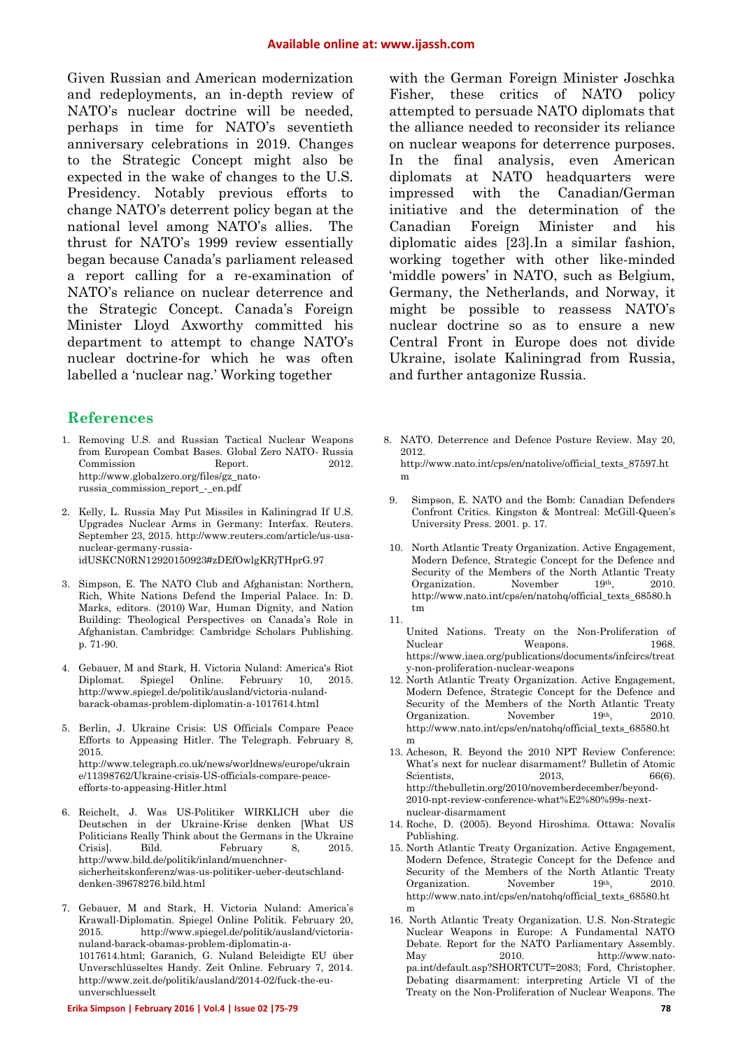Given Russian and American modernization and redeployments, an in-depth review of NATO's nuclear doctrine will be needed, perhaps in time for NATO's seventieth anniversary celebrations in 2019. Changes to the Strategic Concept might also be expected in the wake of changes to the U.S. Presidency. Notably previous efforts to change NATO's deterrent policy began at the national level among NATO's allies. The thrust for NATO's 1999 review essentially began because Canada's parliament released a report calling for a re-examination of NATO's reliance on nuclear deterrence and the Strategic Concept. Canada's Foreign Minister Lloyd Axworthy committed his department to attempt to change NATO's nuclear doctrine-for which he was often labelled a 'nuclear nag.' Working together with the German Foreign Minister Joschka Fisher, these critics of NATO policy attempted to persuade NATO diplomats that the alliance needed to reconsider its reliance on nuclear weapons for deterrence purposes. In the final analysis, even American diplomats at NATO headquarters were impressed with the Canadian/German initiative and the determination of the Canadian Foreign Minister and his diplomatic aides [23].In a similar fashion, working together with other like-minded 'middle powers' in NATO, such as Belgium, Germany, the Netherlands, and Norway, it might be possible to reassess NATO's nuclear doctrine so as to ensure a new Central Front in Europe does not divide Ukraine, isolate Kaliningrad from Russia, and further antagonize Russia.

## References

1. Removing U.S. and Russian Tactical Nuclear Weapons from European Combat Bases. Global Zero NATO- Russia Commission Report. 2012. http://www.globalzero.org/files/gz_nato-russia_commission_report_-_en.pdf
2. Kelly, L. Russia May Put Missiles in Kaliningrad If U.S. Upgrades Nuclear Arms in Germany: Interfax. Reuters. September 23, 2015. http://www.reuters.com/article/us-usa-nuclear-germany-russia-idUSKCN0RN12920150923#zDEfOwlgKRjTHprG.97
3. Simpson, E. The NATO Club and Afghanistan: Northern, Rich, White Nations Defend the Imperial Palace. In: D. Marks, editors. (2010) War, Human Dignity, and Nation Building: Theological Perspectives on Canada's Role in Afghanistan. Cambridge: Cambridge Scholars Publishing. p. 71-90.
4. Gebauer, M and Stark, H. Victoria Nuland: America's Riot Diplomat. Spiegel Online. February 10, 2015. http://www.spiegel.de/politik/ausland/victoria-nuland-barack-obamas-problem-diplomatin-a-1017614.html
5. Berlin, J. Ukraine Crisis: US Officials Compare Peace Efforts to Appeasing Hitler. The Telegraph. February 8, 2015. http://www.telegraph.co.uk/news/worldnews/europe/ukraine/11398762/Ukraine-crisis-US-officials-compare-peace-efforts-to-appeasing-Hitler.html
6. Reichelt, J. Was US-Politiker WIRKLICH uber die Deutschen in der Ukraine-Krise denken [What US Politicians Really Think about the Germans in the Ukraine Crisis]. Bild. February 8, 2015. http://www.bild.de/politik/inland/muenchner-sicherheitskonferenz/was-us-politiker-ueber-deutschland-denken-39678276.bild.html
7. Gebauer, M and Stark, H. Victoria Nuland: America's Krawall-Diplomatin. Spiegel Online Politik. February 20, 2015. http://www.spiegel.de/politik/ausland/victoria-nuland-barack-obamas-problem-diplomatin-a-1017614.html; Garanich, G. Nuland Beleidigte EU über Unverschlüsseltes Handy. Zeit Online. February 7, 2014. http://www.zeit.de/politik/ausland/2014-02/fuck-the-eu-unverschluesselt
8. NATO. Deterrence and Defence Posture Review. May 20, 2012. http://www.nato.int/cps/en/natolive/official_texts_87597.htm
9. Simpson, E. NATO and the Bomb: Canadian Defenders Confront Critics. Kingston & Montreal: McGill-Queen's University Press. 2001. p. 17.
10. North Atlantic Treaty Organization. Active Engagement, Modern Defence, Strategic Concept for the Defence and Security of the Members of the North Atlantic Treaty Organization. November 19th, 2010. http://www.nato.int/cps/en/natohq/official_texts_68580.htm
11. United Nations. Treaty on the Non-Proliferation of Nuclear Weapons. 1968. https://www.iaea.org/publications/documents/infcircs/treaty-non-proliferation-nuclear-weapons
12. North Atlantic Treaty Organization. Active Engagement, Modern Defence, Strategic Concept for the Defence and Security of the Members of the North Atlantic Treaty Organization. November 19th, 2010. http://www.nato.int/cps/en/natohq/official_texts_68580.htm
13. Acheson, R. Beyond the 2010 NPT Review Conference: What's next for nuclear disarmament? Bulletin of Atomic Scientists, 2013, 66(6). http://thebulletin.org/2010/novemberdecember/beyond-2010-npt-review-conference-what%E2%80%99s-next-nuclear-disarmament
14. Roche, D. (2005). Beyond Hiroshima. Ottawa: Novalis Publishing.
15. North Atlantic Treaty Organization. Active Engagement, Modern Defence, Strategic Concept for the Defence and Security of the Members of the North Atlantic Treaty Organization. November 19th, 2010. http://www.nato.int/cps/en/natohq/official_texts_68580.htm
16. North Atlantic Treaty Organization. U.S. Non-Strategic Nuclear Weapons in Europe: A Fundamental NATO Debate. Report for the NATO Parliamentary Assembly. May 2010. http://www.nato-pa.int/default.asp?SHORTCUT=2083; Ford, Christopher. Debating disarmament: interpreting Article VI of the Treaty on the Non-Proliferation of Nuclear Weapons. The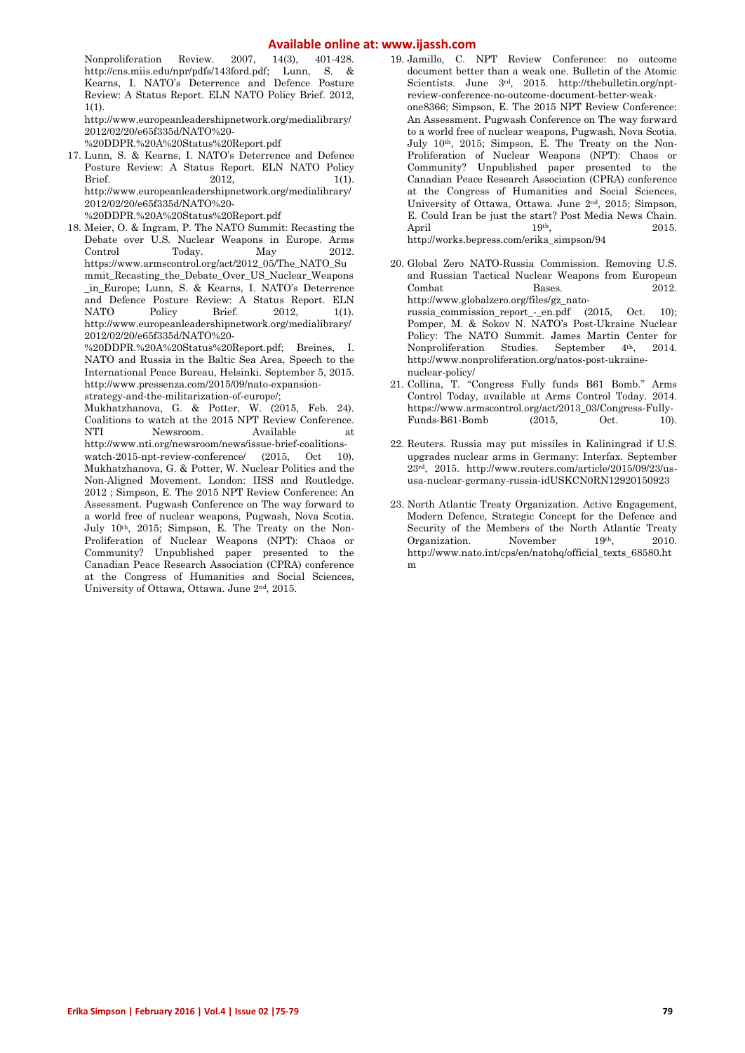Nonproliferation Review. 2007, 14(3), 401-428. http://cns.miis.edu/npr/pdfs/143ford.pdf; Lunn, S. & Kearns, I. NATO's Deterrence and Defence Posture Review: A Status Report. ELN NATO Policy Brief. 2012, 1(1). http://www.europeanleadershipnetwork.org/medialibrary/2012/02/20/e65f335d/NATO%20-%20DDPR.%20A%20Status%20Report.pdf

17. Lunn, S. & Kearns, I. NATO's Deterrence and Defence Posture Review: A Status Report. ELN NATO Policy Brief. 2012, 1(1). http://www.europeanleadershipnetwork.org/medialibrary/2012/02/20/e65f335d/NATO%20-%20DDPR.%20A%20Status%20Report.pdf

18. Meier, O. & Ingram, P. The NATO Summit: Recasting the Debate over U.S. Nuclear Weapons in Europe. Arms Control Today. May 2012. https://www.armscontrol.org/act/2012_05/The_NATO_Summit_Recasting_the_Debate_Over_US_Nuclear_Weapons_in_Europe; Lunn, S. & Kearns, I. NATO's Deterrence and Defence Posture Review: A Status Report. ELN NATO Policy Brief. 2012, 1(1). http://www.europeanleadershipnetwork.org/medialibrary/2012/02/20/e65f335d/NATO%20-%20DDPR.%20A%20Status%20Report.pdf; Breines, I. NATO and Russia in the Baltic Sea Area, Speech to the International Peace Bureau, Helsinki. September 5, 2015. http://www.pressenza.com/2015/09/nato-expansion-strategy-and-the-militarization-of-europe/; Mukhatzhanova, G. & Potter, W. (2015, Feb. 24). Coalitions to watch at the 2015 NPT Review Conference. NTI Newsroom. Available at http://www.nti.org/newsroom/news/issue-brief-coalitions-watch-2015-npt-review-conference/ (2015, Oct 10). Mukhatzhanova, G. & Potter, W. Nuclear Politics and the Non-Aligned Movement. London: IISS and Routledge. 2012 ; Simpson, E. The 2015 NPT Review Conference: An Assessment. Pugwash Conference on The way forward to a world free of nuclear weapons, Pugwash, Nova Scotia. July 10th, 2015; Simpson, E. The Treaty on the Non-Proliferation of Nuclear Weapons (NPT): Chaos or Community? Unpublished paper presented to the Canadian Peace Research Association (CPRA) conference at the Congress of Humanities and Social Sciences, University of Ottawa, Ottawa. June 2nd, 2015.

19. Jamillo, C. NPT Review Conference: no outcome document better than a weak one. Bulletin of the Atomic Scientists. June 3rd, 2015. http://thebulletin.org/npt-review-conference-no-outcome-document-better-weak-one8366; Simpson, E. The 2015 NPT Review Conference: An Assessment. Pugwash Conference on The way forward to a world free of nuclear weapons, Pugwash, Nova Scotia. July 10th, 2015; Simpson, E. The Treaty on the Non-Proliferation of Nuclear Weapons (NPT): Chaos or Community? Unpublished paper presented to the Canadian Peace Research Association (CPRA) conference at the Congress of Humanities and Social Sciences, University of Ottawa, Ottawa. June 2nd, 2015; Simpson, E. Could Iran be just the start? Post Media News Chain. April 19th, 2015. http://works.bepress.com/erika_simpson/94

20. Global Zero NATO-Russia Commission. Removing U.S. and Russian Tactical Nuclear Weapons from European Combat Bases. 2012. http://www.globalzero.org/files/gz_nato-russia_commission_report_-_en.pdf (2015, Oct. 10); Pomper, M. & Sokov N. NATO's Post-Ukraine Nuclear Policy: The NATO Summit. James Martin Center for Nonproliferation Studies. September 4th, 2014. http://www.nonproliferation.org/natos-post-ukraine-nuclear-policy/

21. Collina, T. "Congress Fully funds B61 Bomb." Arms Control Today, available at Arms Control Today. 2014. https://www.armscontrol.org/act/2013_03/Congress-Fully-Funds-B61-Bomb (2015, Oct. 10).

22. Reuters. Russia may put missiles in Kaliningrad if U.S. upgrades nuclear arms in Germany: Interfax. September 23rd, 2015. http://www.reuters.com/article/2015/09/23/us-usa-nuclear-germany-russia-idUSKCN0RN12920150923

23. North Atlantic Treaty Organization. Active Engagement, Modern Defence, Strategic Concept for the Defence and Security of the Members of the North Atlantic Treaty Organization. November 19th, 2010. http://www.nato.int/cps/en/natohq/official_texts_68580.htm